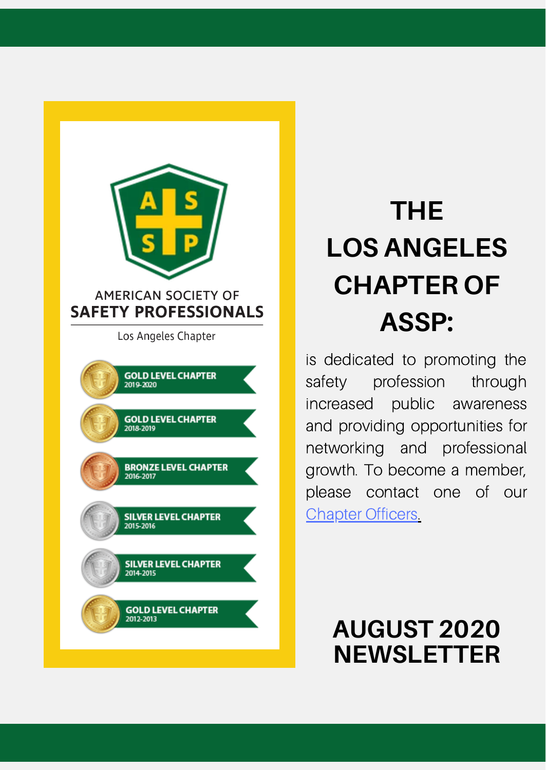AMERICAN SOCIETY OF
**SAFETY PROFESSIONALS**

Los Angeles Chapter

- GOLD LEVEL CHAPTER 2019-2020
- GOLD LEVEL CHAPTER 2018-2019
- BRONZE LEVEL CHAPTER 2016-2017
- SILVER LEVEL CHAPTER 2015-2016
- SILVER LEVEL CHAPTER 2014-2015
- GOLD LEVEL CHAPTER 2012-2013

# THE LOS ANGELES CHAPTER OF ASSP:

is dedicated to promoting the safety profession through increased public awareness and providing opportunities for networking and professional growth. To become a member, please contact one of our Chapter Officers.

# AUGUST 2020 NEWSLETTER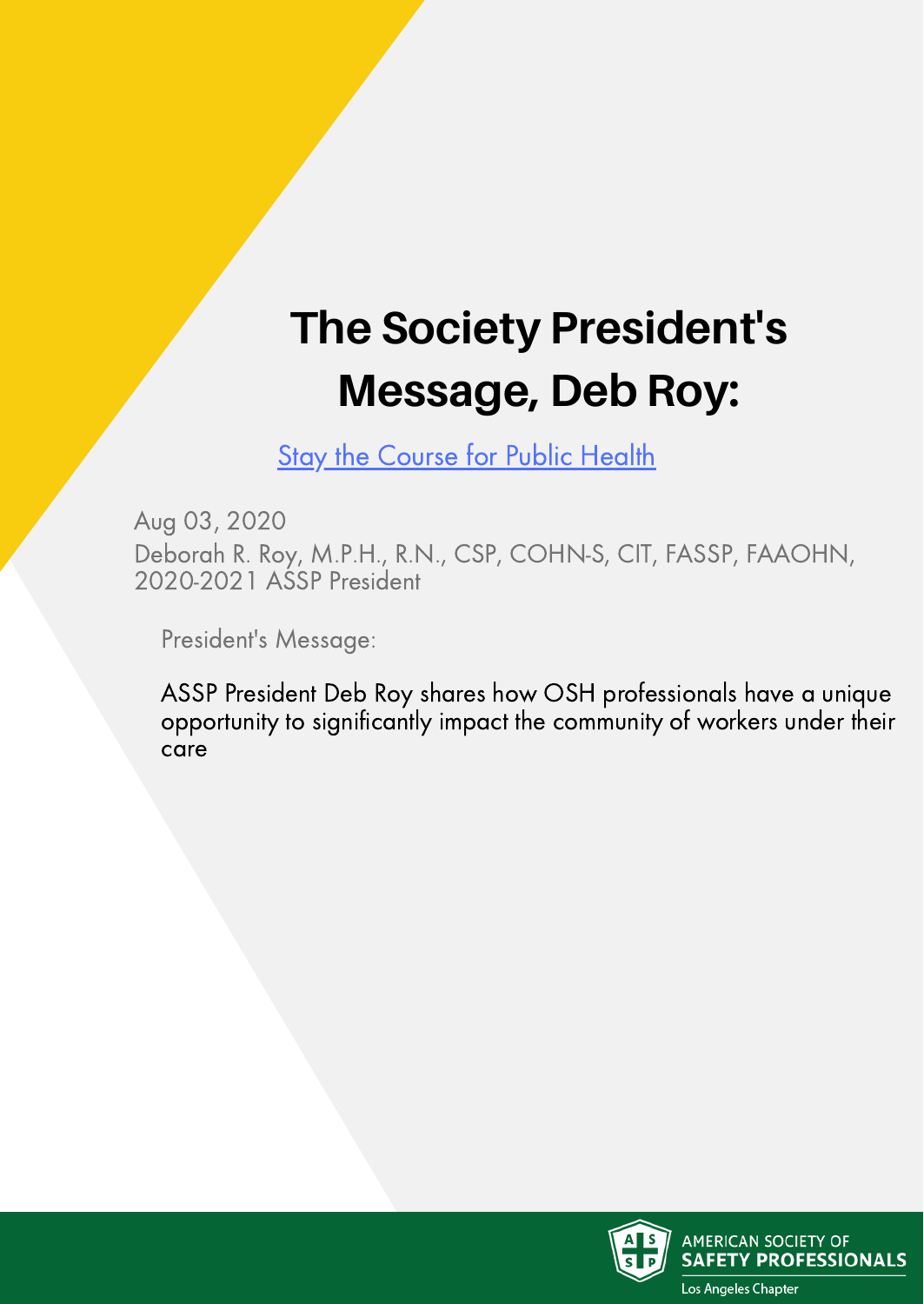# The Society President's Message, Deb Roy:

Stay the Course for Public Health

Aug 03, 2020

Deborah R. Roy, M.P.H., R.N., CSP, COHN-S, CIT, FASSP, FAAOHN, 2020-2021 ASSP President

President's Message:

ASSP President Deb Roy shares how OSH professionals have a unique opportunity to significantly impact the community of workers under their care

AMERICAN SOCIETY OF SAFETY PROFESSIONALS
Los Angeles Chapter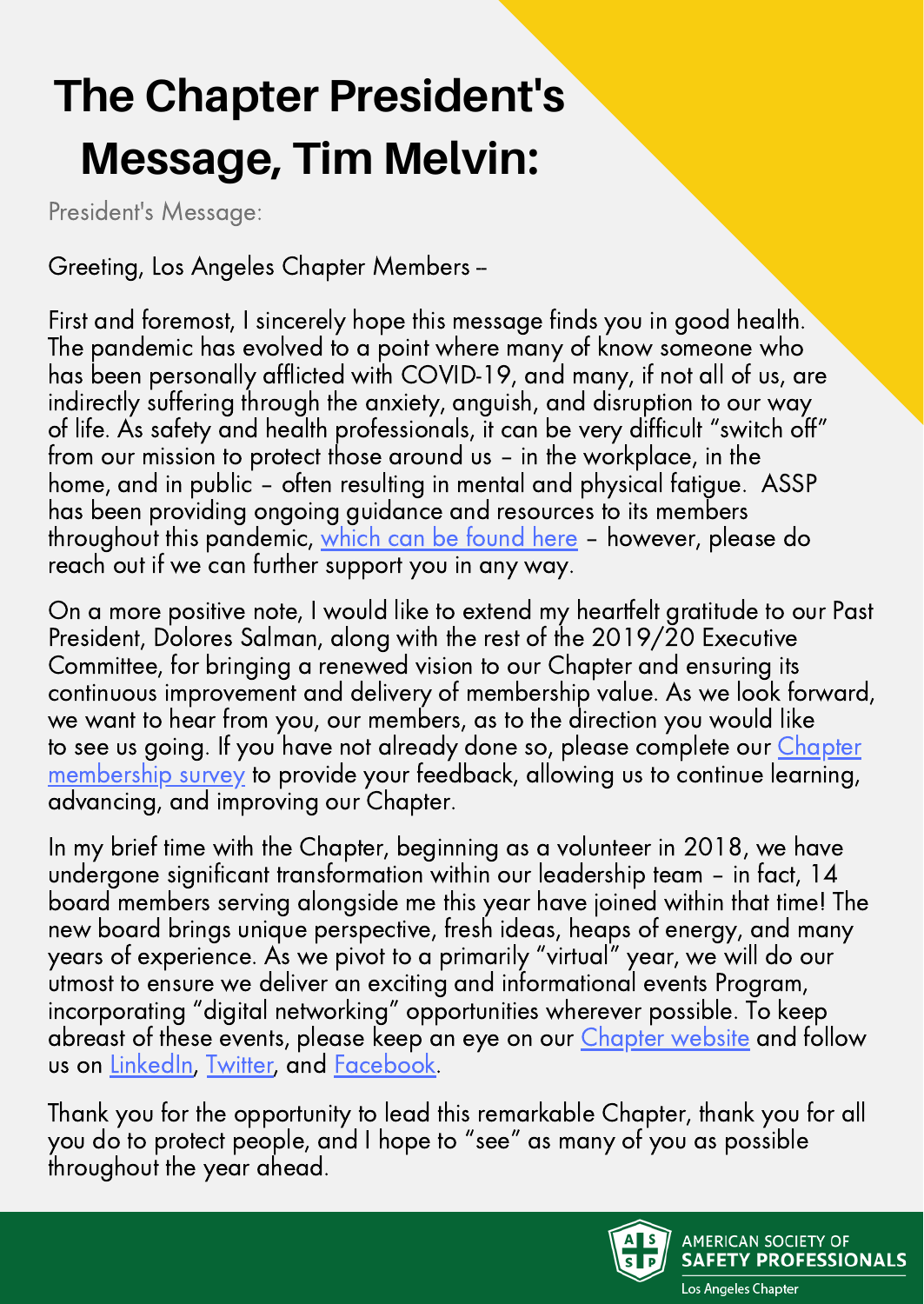# The Chapter President's Message, Tim Melvin:

President's Message:

Greeting, Los Angeles Chapter Members –

First and foremost, I sincerely hope this message finds you in good health. The pandemic has evolved to a point where many of know someone who has been personally afflicted with COVID-19, and many, if not all of us, are indirectly suffering through the anxiety, anguish, and disruption to our way of life. As safety and health professionals, it can be very difficult "switch off" from our mission to protect those around us – in the workplace, in the home, and in public – often resulting in mental and physical fatigue. ASSP has been providing ongoing guidance and resources to its members throughout this pandemic, which can be found here – however, please do reach out if we can further support you in any way.

On a more positive note, I would like to extend my heartfelt gratitude to our Past President, Dolores Salman, along with the rest of the 2019/20 Executive Committee, for bringing a renewed vision to our Chapter and ensuring its continuous improvement and delivery of membership value. As we look forward, we want to hear from you, our members, as to the direction you would like to see us going. If you have not already done so, please complete our Chapter membership survey to provide your feedback, allowing us to continue learning, advancing, and improving our Chapter.

In my brief time with the Chapter, beginning as a volunteer in 2018, we have undergone significant transformation within our leadership team – in fact, 14 board members serving alongside me this year have joined within that time! The new board brings unique perspective, fresh ideas, heaps of energy, and many years of experience. As we pivot to a primarily "virtual" year, we will do our utmost to ensure we deliver an exciting and informational events Program, incorporating "digital networking" opportunities wherever possible. To keep abreast of these events, please keep an eye on our Chapter website and follow us on LinkedIn, Twitter, and Facebook.

Thank you for the opportunity to lead this remarkable Chapter, thank you for all you do to protect people, and I hope to "see" as many of you as possible throughout the year ahead.

AMERICAN SOCIETY OF SAFETY PROFESSIONALS
Los Angeles Chapter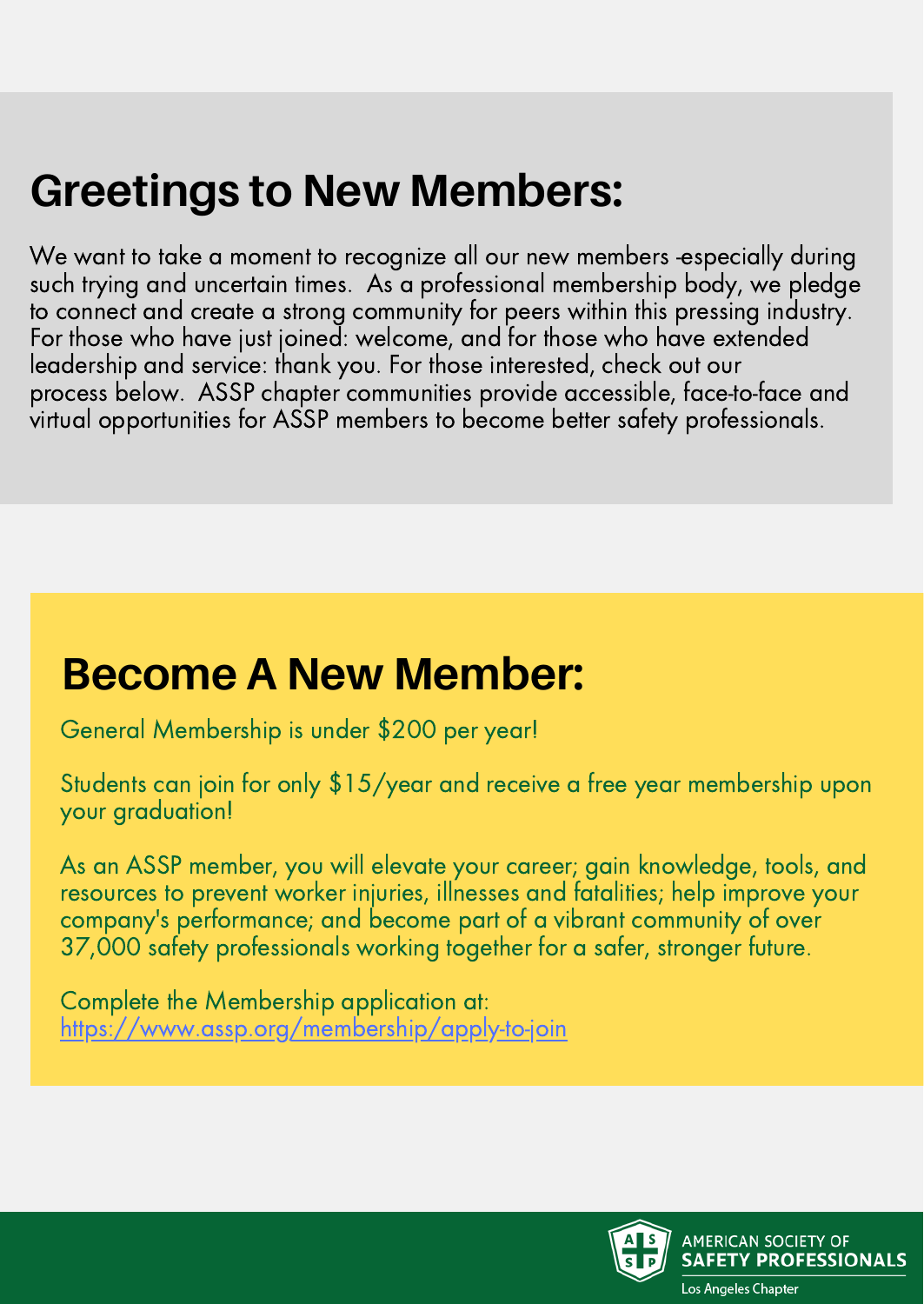## Greetings to New Members:

We want to take a moment to recognize all our new members -especially during such trying and uncertain times. As a professional membership body, we pledge to connect and create a strong community for peers within this pressing industry. For those who have just joined: welcome, and for those who have extended leadership and service: thank you. For those interested, check out our process below. ASSP chapter communities provide accessible, face-to-face and virtual opportunities for ASSP members to become better safety professionals.

## Become A New Member:

General Membership is under $200 per year!

Students can join for only $15/year and receive a free year membership upon your graduation!

As an ASSP member, you will elevate your career; gain knowledge, tools, and resources to prevent worker injuries, illnesses and fatalities; help improve your company's performance; and become part of a vibrant community of over 37,000 safety professionals working together for a safer, stronger future.

Complete the Membership application at:
https://www.assp.org/membership/apply-to-join

AMERICAN SOCIETY OF
**SAFETY PROFESSIONALS**
Los Angeles Chapter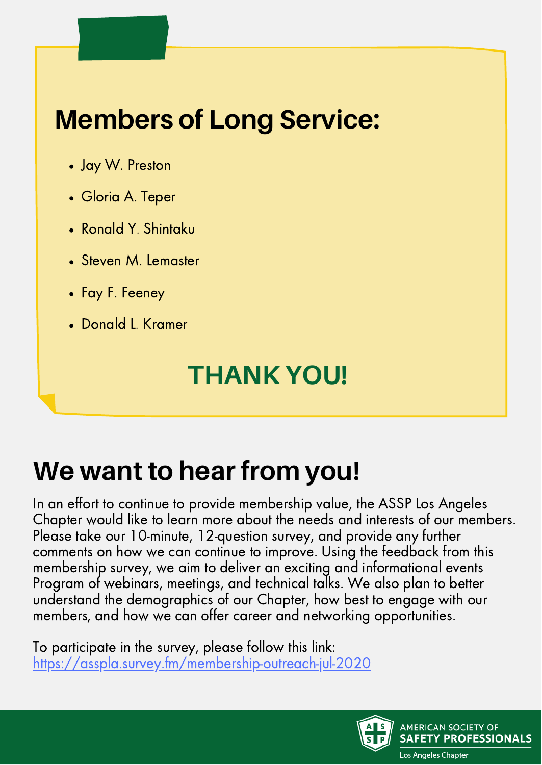## Members of Long Service:

- Jay W. Preston
- Gloria A. Teper
- Ronald Y. Shintaku
- Steven M. Lemaster
- Fay F. Feeney
- Donald L. Kramer

**THANK YOU!**

## We want to hear from you!

In an effort to continue to provide membership value, the ASSP Los Angeles Chapter would like to learn more about the needs and interests of our members. Please take our 10-minute, 12-question survey, and provide any further comments on how we can continue to improve. Using the feedback from this membership survey, we aim to deliver an exciting and informational events Program of webinars, meetings, and technical talks. We also plan to better understand the demographics of our Chapter, how best to engage with our members, and how we can offer career and networking opportunities.

To participate in the survey, please follow this link:
https://asspla.survey.fm/membership-outreach-jul-2020

AMERICAN SOCIETY OF SAFETY PROFESSIONALS
Los Angeles Chapter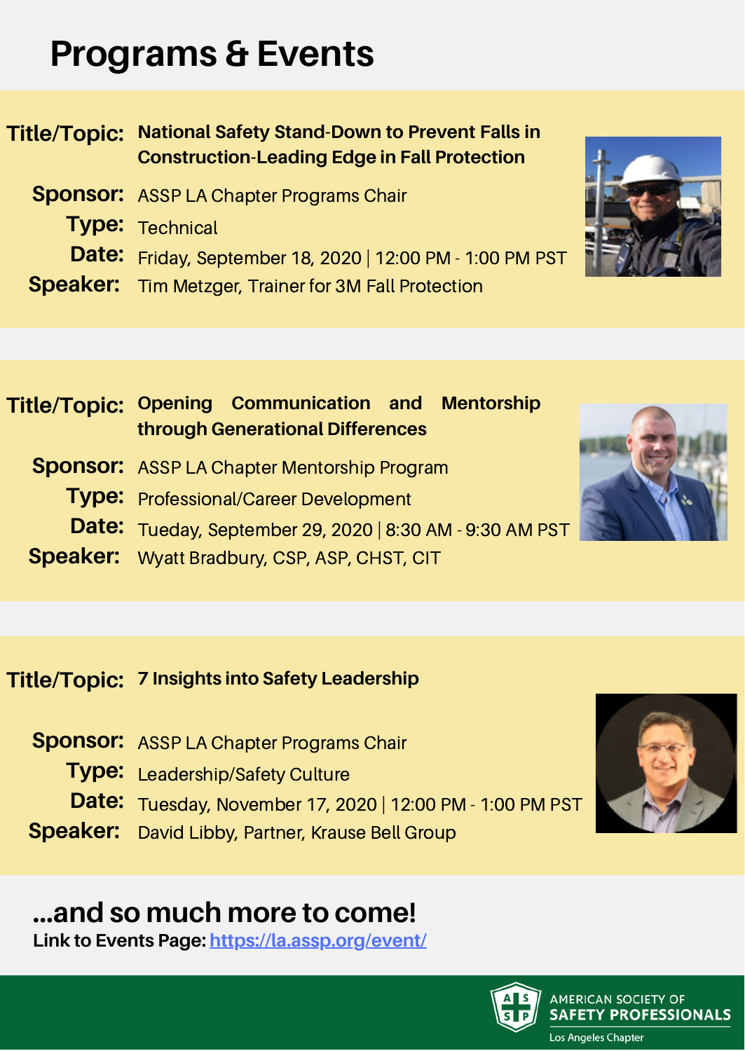# Programs & Events

**Title/Topic:** **National Safety Stand-Down to Prevent Falls in Construction-Leading Edge in Fall Protection**

**Sponsor:** ASSP LA Chapter Programs Chair

**Type:** Technical

**Date:** Friday, September 18, 2020 | 12:00 PM - 1:00 PM PST

**Speaker:** Tim Metzger, Trainer for 3M Fall Protection

**Title/Topic:** **Opening Communication and Mentorship through Generational Differences**

**Sponsor:** ASSP LA Chapter Mentorship Program

**Type:** Professional/Career Development

**Date:** Tueday, September 29, 2020 | 8:30 AM - 9:30 AM PST

**Speaker:** Wyatt Bradbury, CSP, ASP, CHST, CIT

**Title/Topic:** **7 Insights into Safety Leadership**

**Sponsor:** ASSP LA Chapter Programs Chair

**Type:** Leadership/Safety Culture

**Date:** Tuesday, November 17, 2020 | 12:00 PM - 1:00 PM PST

**Speaker:** David Libby, Partner, Krause Bell Group

## ...and so much more to come!

**Link to Events Page:** [https://la.assp.org/event/](https://la.assp.org/event/)

AMERICAN SOCIETY OF SAFETY PROFESSIONALS
Los Angeles Chapter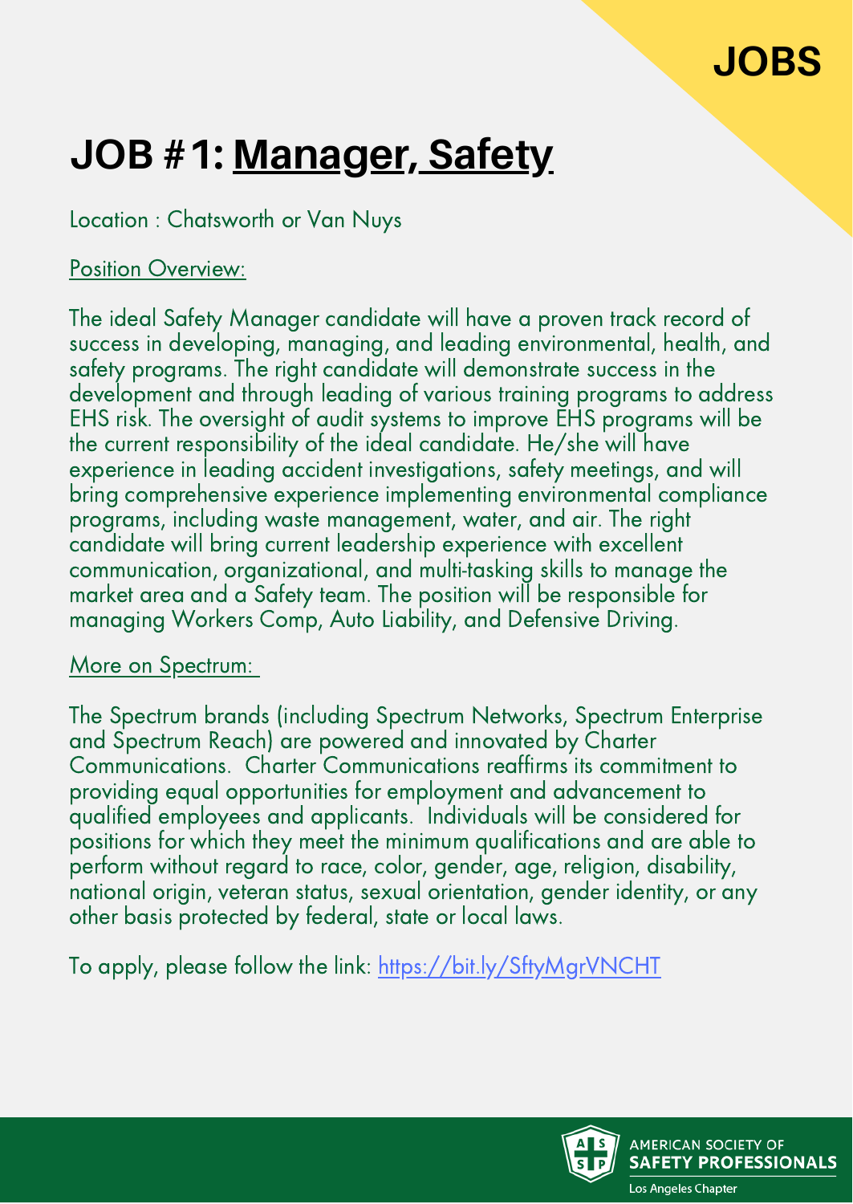JOBS

# JOB #1: Manager, Safety

Location : Chatsworth or Van Nuys

Position Overview:

The ideal Safety Manager candidate will have a proven track record of success in developing, managing, and leading environmental, health, and safety programs. The right candidate will demonstrate success in the development and through leading of various training programs to address EHS risk. The oversight of audit systems to improve EHS programs will be the current responsibility of the ideal candidate. He/she will have experience in leading accident investigations, safety meetings, and will bring comprehensive experience implementing environmental compliance programs, including waste management, water, and air. The right candidate will bring current leadership experience with excellent communication, organizational, and multi-tasking skills to manage the market area and a Safety team. The position will be responsible for managing Workers Comp, Auto Liability, and Defensive Driving.

More on Spectrum:

The Spectrum brands (including Spectrum Networks, Spectrum Enterprise and Spectrum Reach) are powered and innovated by Charter Communications. Charter Communications reaffirms its commitment to providing equal opportunities for employment and advancement to qualified employees and applicants. Individuals will be considered for positions for which they meet the minimum qualifications and are able to perform without regard to race, color, gender, age, religion, disability, national origin, veteran status, sexual orientation, gender identity, or any other basis protected by federal, state or local laws.

To apply, please follow the link: https://bit.ly/SftyMgrVNCHT

AMERICAN SOCIETY OF SAFETY PROFESSIONALS
Los Angeles Chapter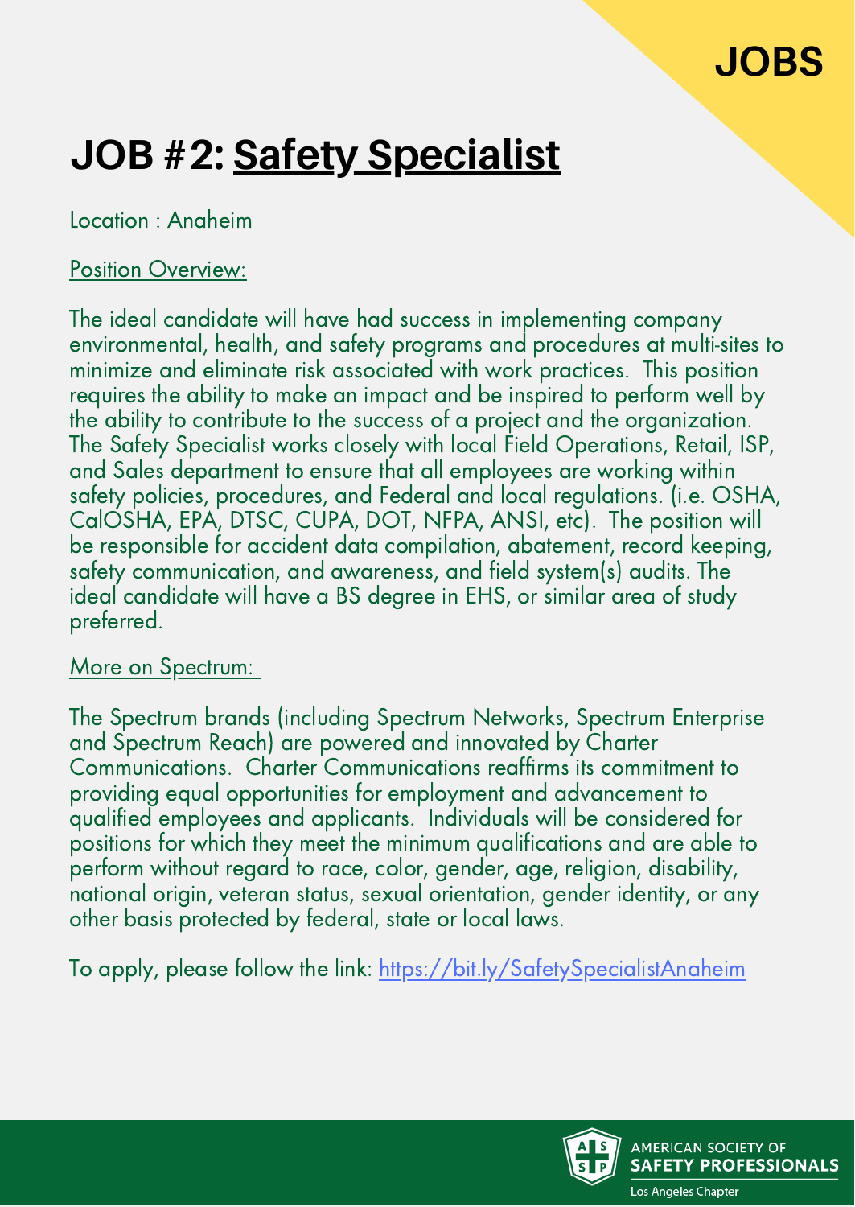JOBS

# JOB #2: Safety Specialist

Location : Anaheim

Position Overview:

The ideal candidate will have had success in implementing company environmental, health, and safety programs and procedures at multi-sites to minimize and eliminate risk associated with work practices. This position requires the ability to make an impact and be inspired to perform well by the ability to contribute to the success of a project and the organization. The Safety Specialist works closely with local Field Operations, Retail, ISP, and Sales department to ensure that all employees are working within safety policies, procedures, and Federal and local regulations. (i.e. OSHA, CalOSHA, EPA, DTSC, CUPA, DOT, NFPA, ANSI, etc). The position will be responsible for accident data compilation, abatement, record keeping, safety communication, and awareness, and field system(s) audits. The ideal candidate will have a BS degree in EHS, or similar area of study preferred.

More on Spectrum:

The Spectrum brands (including Spectrum Networks, Spectrum Enterprise and Spectrum Reach) are powered and innovated by Charter Communications. Charter Communications reaffirms its commitment to providing equal opportunities for employment and advancement to qualified employees and applicants. Individuals will be considered for positions for which they meet the minimum qualifications and are able to perform without regard to race, color, gender, age, religion, disability, national origin, veteran status, sexual orientation, gender identity, or any other basis protected by federal, state or local laws.

To apply, please follow the link: https://bit.ly/SafetySpecialistAnaheim

AMERICAN SOCIETY OF SAFETY PROFESSIONALS
Los Angeles Chapter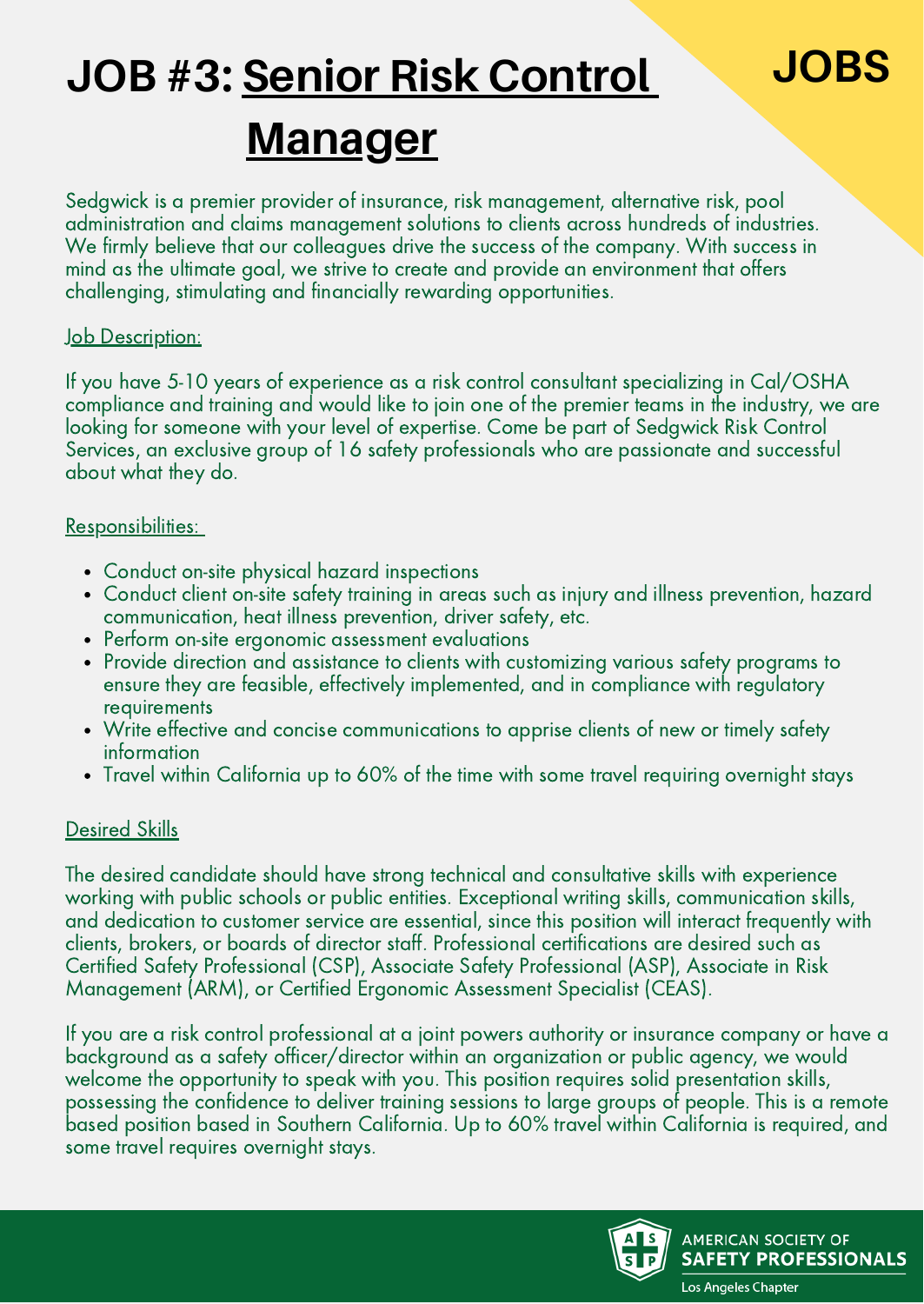JOBS

# JOB #3: Senior Risk Control Manager

Sedgwick is a premier provider of insurance, risk management, alternative risk, pool administration and claims management solutions to clients across hundreds of industries. We firmly believe that our colleagues drive the success of the company. With success in mind as the ultimate goal, we strive to create and provide an environment that offers challenging, stimulating and financially rewarding opportunities.

Job Description:

If you have 5-10 years of experience as a risk control consultant specializing in Cal/OSHA compliance and training and would like to join one of the premier teams in the industry, we are looking for someone with your level of expertise. Come be part of Sedgwick Risk Control Services, an exclusive group of 16 safety professionals who are passionate and successful about what they do.

Responsibilities:

- Conduct on-site physical hazard inspections
- Conduct client on-site safety training in areas such as injury and illness prevention, hazard communication, heat illness prevention, driver safety, etc.
- Perform on-site ergonomic assessment evaluations
- Provide direction and assistance to clients with customizing various safety programs to ensure they are feasible, effectively implemented, and in compliance with regulatory requirements
- Write effective and concise communications to apprise clients of new or timely safety information
- Travel within California up to 60% of the time with some travel requiring overnight stays

Desired Skills

The desired candidate should have strong technical and consultative skills with experience working with public schools or public entities. Exceptional writing skills, communication skills, and dedication to customer service are essential, since this position will interact frequently with clients, brokers, or boards of director staff. Professional certifications are desired such as Certified Safety Professional (CSP), Associate Safety Professional (ASP), Associate in Risk Management (ARM), or Certified Ergonomic Assessment Specialist (CEAS).

If you are a risk control professional at a joint powers authority or insurance company or have a background as a safety officer/director within an organization or public agency, we would welcome the opportunity to speak with you. This position requires solid presentation skills, possessing the confidence to deliver training sessions to large groups of people. This is a remote based position based in Southern California. Up to 60% travel within California is required, and some travel requires overnight stays.

AMERICAN SOCIETY OF SAFETY PROFESSIONALS
Los Angeles Chapter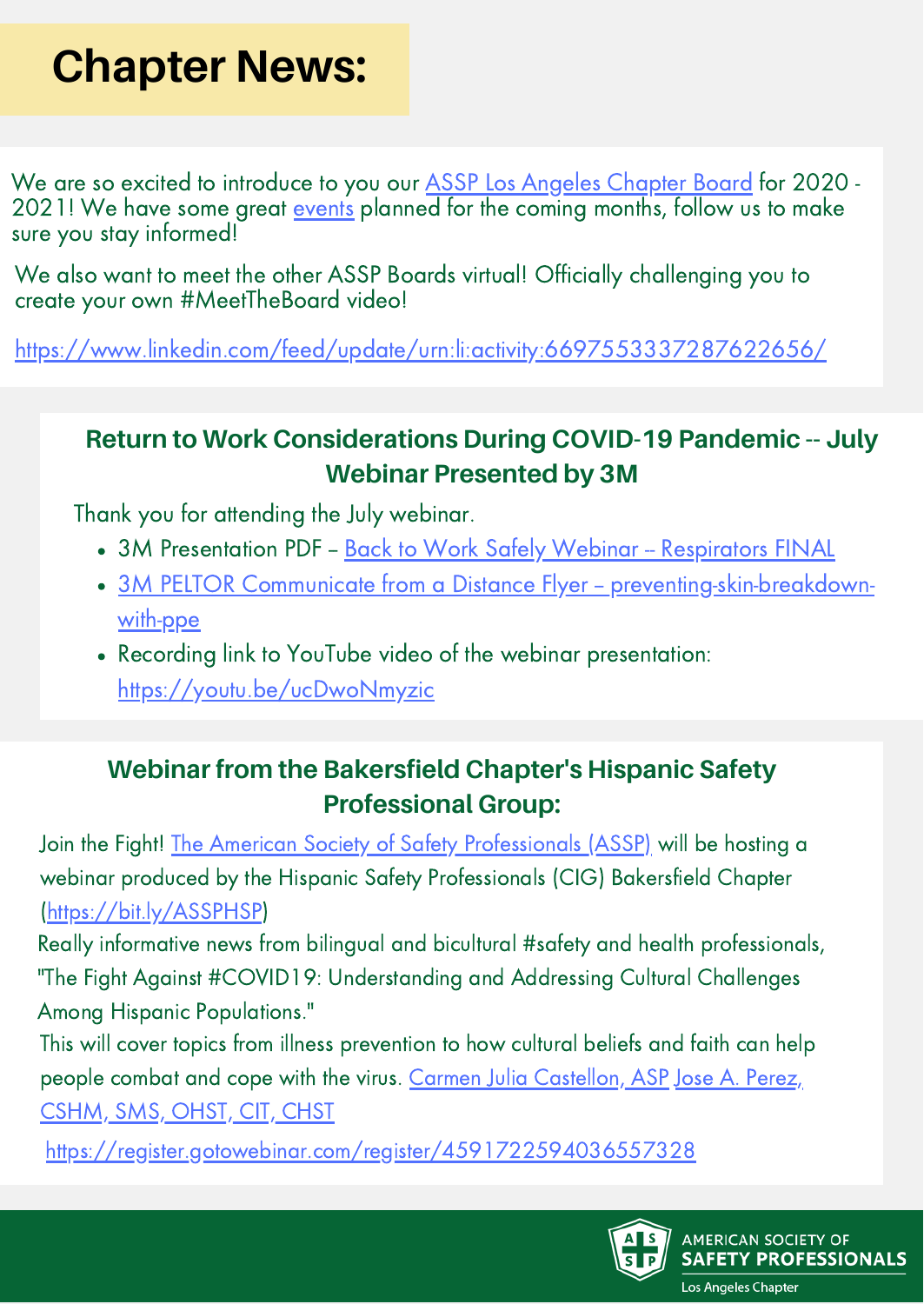# Chapter News:

We are so excited to introduce to you our ASSP Los Angeles Chapter Board for 2020 - 2021! We have some great events planned for the coming months, follow us to make sure you stay informed!

We also want to meet the other ASSP Boards virtual! Officially challenging you to create your own #MeetTheBoard video!

https://www.linkedin.com/feed/update/urn:li:activity:6697553337287622656/

## Return to Work Considerations During COVID-19 Pandemic -- July Webinar Presented by 3M

Thank you for attending the July webinar.

- 3M Presentation PDF – Back to Work Safely Webinar -- Respirators FINAL
- 3M PELTOR Communicate from a Distance Flyer – preventing-skin-breakdown-with-ppe
- Recording link to YouTube video of the webinar presentation: https://youtu.be/ucDwoNmyzic

## Webinar from the Bakersfield Chapter's Hispanic Safety Professional Group:

Join the Fight! The American Society of Safety Professionals (ASSP) will be hosting a webinar produced by the Hispanic Safety Professionals (CIG) Bakersfield Chapter (https://bit.ly/ASSPHSP)

Really informative news from bilingual and bicultural #safety and health professionals, "The Fight Against #COVID19: Understanding and Addressing Cultural Challenges Among Hispanic Populations."

This will cover topics from illness prevention to how cultural beliefs and faith can help people combat and cope with the virus. Carmen Julia Castellon, ASP Jose A. Perez, CSHM, SMS, OHST, CIT, CHST

https://register.gotowebinar.com/register/4591722594036557328

AMERICAN SOCIETY OF SAFETY PROFESSIONALS
Los Angeles Chapter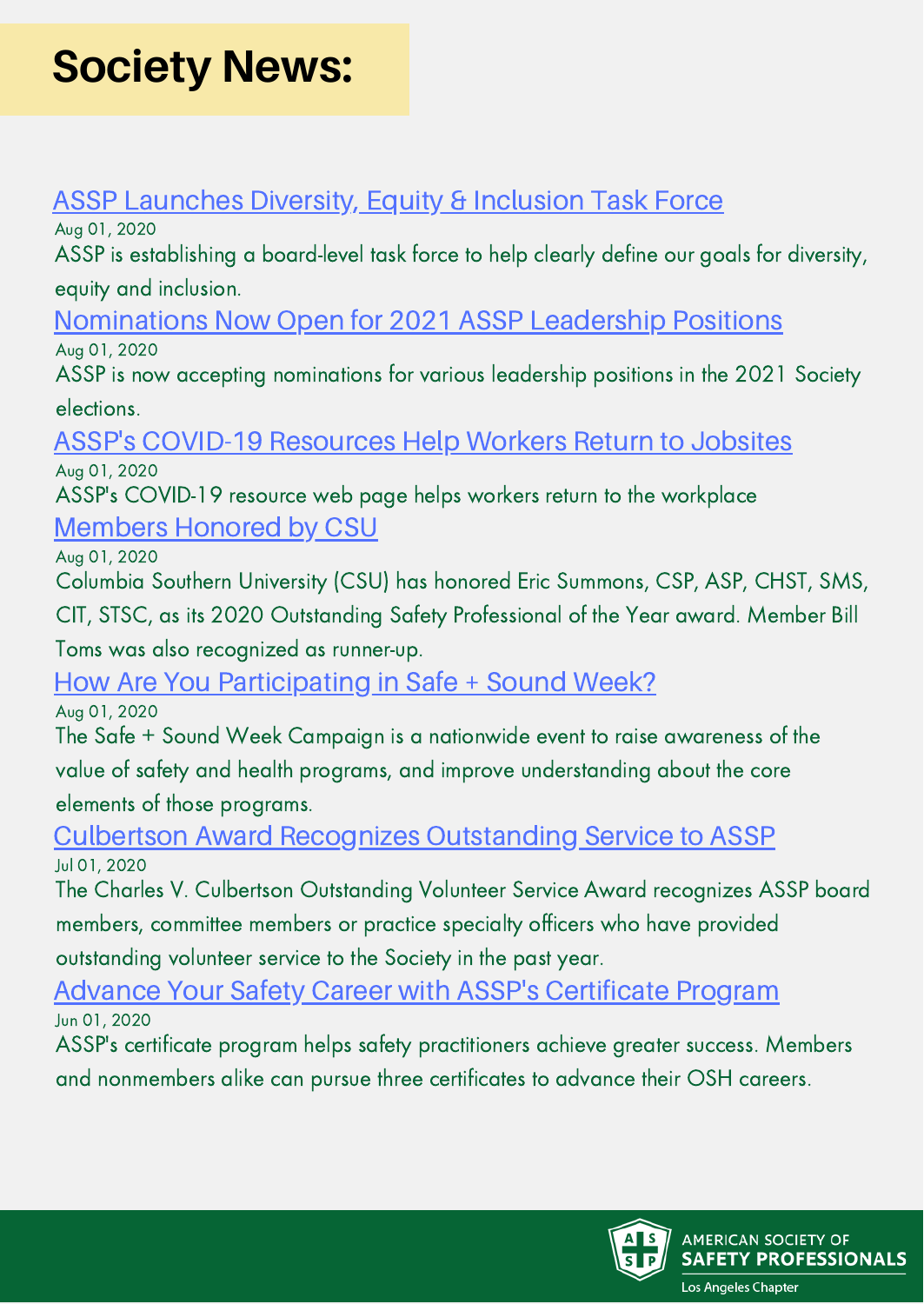# Society News:

### ASSP Launches Diversity, Equity & Inclusion Task Force

Aug 01, 2020

ASSP is establishing a board-level task force to help clearly define our goals for diversity, equity and inclusion.

### Nominations Now Open for 2021 ASSP Leadership Positions

Aug 01, 2020

ASSP is now accepting nominations for various leadership positions in the 2021 Society elections.

### ASSP's COVID-19 Resources Help Workers Return to Jobsites

Aug 01, 2020

ASSP's COVID-19 resource web page helps workers return to the workplace

### Members Honored by CSU

Aug 01, 2020

Columbia Southern University (CSU) has honored Eric Summons, CSP, ASP, CHST, SMS, CIT, STSC, as its 2020 Outstanding Safety Professional of the Year award. Member Bill Toms was also recognized as runner-up.

### How Are You Participating in Safe + Sound Week?

Aug 01, 2020

The Safe + Sound Week Campaign is a nationwide event to raise awareness of the value of safety and health programs, and improve understanding about the core elements of those programs.

### Culbertson Award Recognizes Outstanding Service to ASSP

Jul 01, 2020

The Charles V. Culbertson Outstanding Volunteer Service Award recognizes ASSP board members, committee members or practice specialty officers who have provided outstanding volunteer service to the Society in the past year.

### Advance Your Safety Career with ASSP's Certificate Program

Jun 01, 2020

ASSP's certificate program helps safety practitioners achieve greater success. Members and nonmembers alike can pursue three certificates to advance their OSH careers.

AMERICAN SOCIETY OF SAFETY PROFESSIONALS
Los Angeles Chapter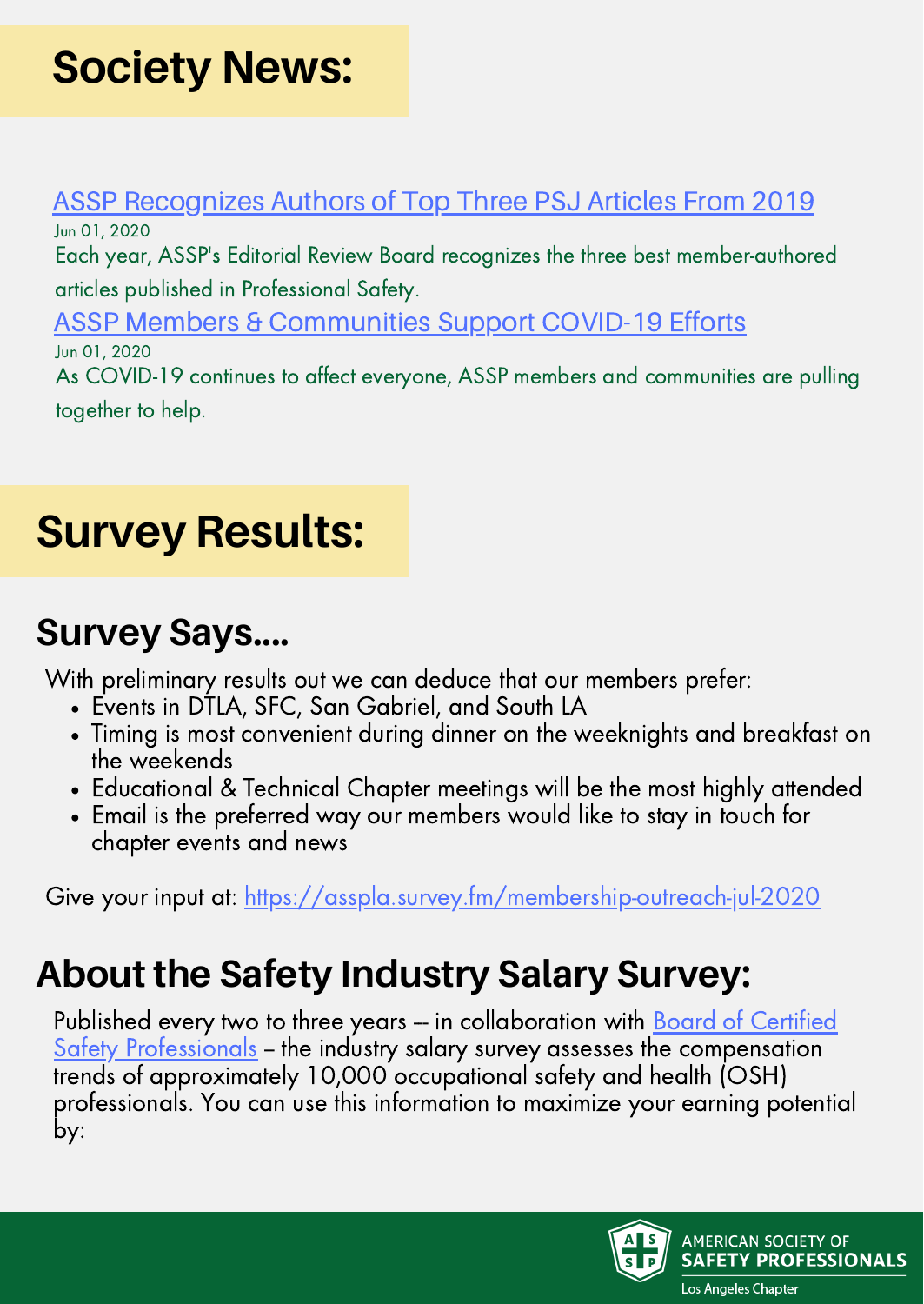# Society News:

[ASSP Recognizes Authors of Top Three PSJ Articles From 2019](#)

Jun 01, 2020

Each year, ASSP's Editorial Review Board recognizes the three best member-authored articles published in Professional Safety.

[ASSP Members & Communities Support COVID-19 Efforts](#)

Jun 01, 2020

As COVID-19 continues to affect everyone, ASSP members and communities are pulling together to help.

# Survey Results:

## Survey Says....

With preliminary results out we can deduce that our members prefer:

- Events in DTLA, SFC, San Gabriel, and South LA
- Timing is most convenient during dinner on the weeknights and breakfast on the weekends
- Educational & Technical Chapter meetings will be the most highly attended
- Email is the preferred way our members would like to stay in touch for chapter events and news

Give your input at: https://asspla.survey.fm/membership-outreach-jul-2020

## About the Safety Industry Salary Survey:

Published every two to three years — in collaboration with Board of Certified Safety Professionals – the industry salary survey assesses the compensation trends of approximately 10,000 occupational safety and health (OSH) professionals. You can use this information to maximize your earning potential by:

AMERICAN SOCIETY OF SAFETY PROFESSIONALS
Los Angeles Chapter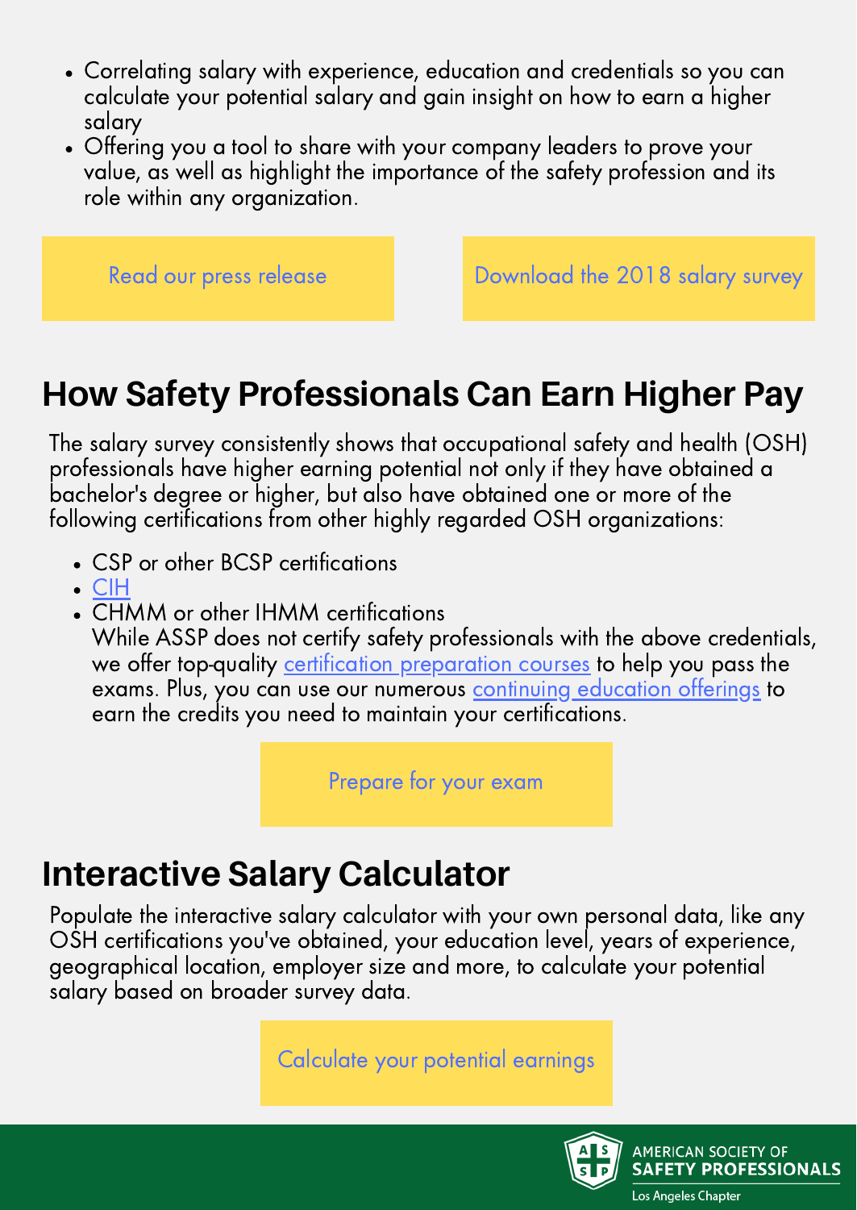- Correlating salary with experience, education and credentials so you can calculate your potential salary and gain insight on how to earn a higher salary
- Offering you a tool to share with your company leaders to prove your value, as well as highlight the importance of the safety profession and its role within any organization.

Read our press release

Download the 2018 salary survey

## How Safety Professionals Can Earn Higher Pay

The salary survey consistently shows that occupational safety and health (OSH) professionals have higher earning potential not only if they have obtained a bachelor's degree or higher, but also have obtained one or more of the following certifications from other highly regarded OSH organizations:

- CSP or other BCSP certifications
- CIH
- CHMM or other IHMM certifications
  While ASSP does not certify safety professionals with the above credentials, we offer top-quality certification preparation courses to help you pass the exams. Plus, you can use our numerous continuing education offerings to earn the credits you need to maintain your certifications.

Prepare for your exam

## Interactive Salary Calculator

Populate the interactive salary calculator with your own personal data, like any OSH certifications you've obtained, your education level, years of experience, geographical location, employer size and more, to calculate your potential salary based on broader survey data.

Calculate your potential earnings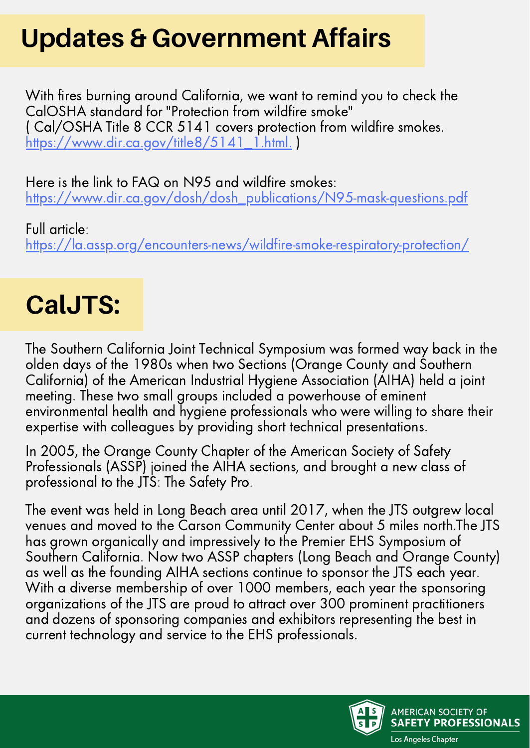# Updates & Government Affairs

With fires burning around California, we want to remind you to check the CalOSHA standard for "Protection from wildfire smoke"
( Cal/OSHA Title 8 CCR 5141 covers protection from wildfire smokes. https://www.dir.ca.gov/title8/5141_1.html. )

Here is the link to FAQ on N95 and wildfire smokes:
https://www.dir.ca.gov/dosh/dosh_publications/N95-mask-questions.pdf

Full article:
https://la.assp.org/encounters-news/wildfire-smoke-respiratory-protection/

# CalJTS:

The Southern California Joint Technical Symposium was formed way back in the olden days of the 1980s when two Sections (Orange County and Southern California) of the American Industrial Hygiene Association (AIHA) held a joint meeting. These two small groups included a powerhouse of eminent environmental health and hygiene professionals who were willing to share their expertise with colleagues by providing short technical presentations.

In 2005, the Orange County Chapter of the American Society of Safety Professionals (ASSP) joined the AIHA sections, and brought a new class of professional to the JTS: The Safety Pro.

The event was held in Long Beach area until 2017, when the JTS outgrew local venues and moved to the Carson Community Center about 5 miles north.The JTS has grown organically and impressively to the Premier EHS Symposium of Southern California. Now two ASSP chapters (Long Beach and Orange County) as well as the founding AIHA sections continue to sponsor the JTS each year. With a diverse membership of over 1000 members, each year the sponsoring organizations of the JTS are proud to attract over 300 prominent practitioners and dozens of sponsoring companies and exhibitors representing the best in current technology and service to the EHS professionals.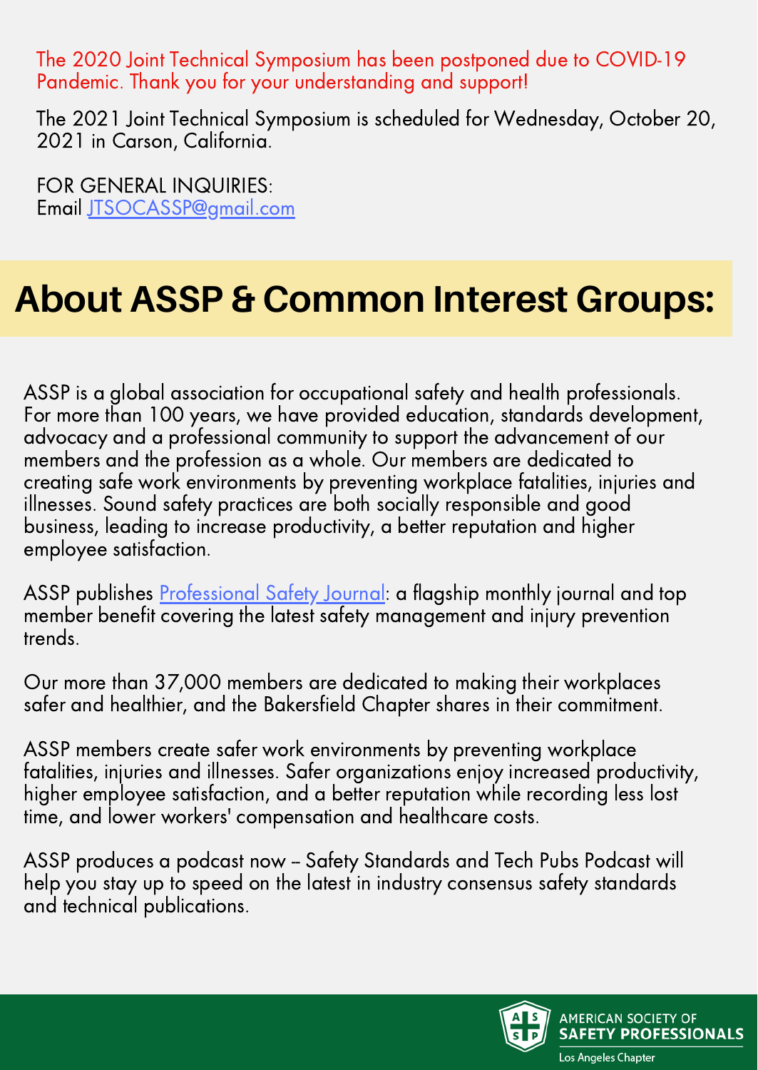The 2020 Joint Technical Symposium has been postponed due to COVID-19 Pandemic. Thank you for your understanding and support!

The 2021 Joint Technical Symposium is scheduled for Wednesday, October 20, 2021 in Carson, California.

FOR GENERAL INQUIRIES:
Email [JTSOCASSP@gmail.com](mailto:JTSOCASSP@gmail.com)

# About ASSP & Common Interest Groups:

ASSP is a global association for occupational safety and health professionals. For more than 100 years, we have provided education, standards development, advocacy and a professional community to support the advancement of our members and the profession as a whole. Our members are dedicated to creating safe work environments by preventing workplace fatalities, injuries and illnesses. Sound safety practices are both socially responsible and good business, leading to increase productivity, a better reputation and higher employee satisfaction.

ASSP publishes Professional Safety Journal: a flagship monthly journal and top member benefit covering the latest safety management and injury prevention trends.

Our more than 37,000 members are dedicated to making their workplaces safer and healthier, and the Bakersfield Chapter shares in their commitment.

ASSP members create safer work environments by preventing workplace fatalities, injuries and illnesses. Safer organizations enjoy increased productivity, higher employee satisfaction, and a better reputation while recording less lost time, and lower workers' compensation and healthcare costs.

ASSP produces a podcast now – Safety Standards and Tech Pubs Podcast will help you stay up to speed on the latest in industry consensus safety standards and technical publications.

AMERICAN SOCIETY OF SAFETY PROFESSIONALS
Los Angeles Chapter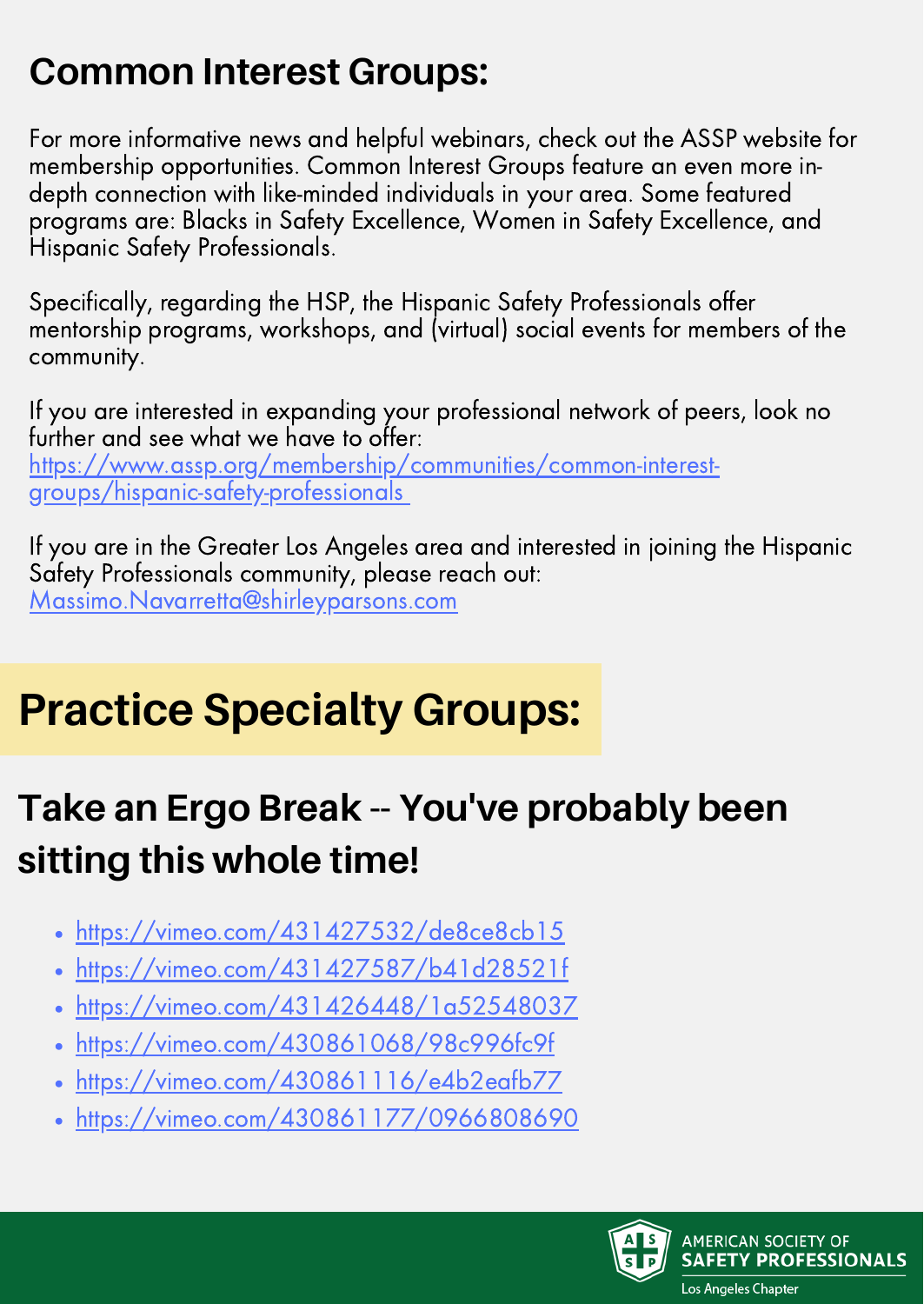## Common Interest Groups:

For more informative news and helpful webinars, check out the ASSP website for membership opportunities. Common Interest Groups feature an even more in-depth connection with like-minded individuals in your area. Some featured programs are: Blacks in Safety Excellence, Women in Safety Excellence, and Hispanic Safety Professionals.

Specifically, regarding the HSP, the Hispanic Safety Professionals offer mentorship programs, workshops, and (virtual) social events for members of the community.

If you are interested in expanding your professional network of peers, look no further and see what we have to offer:
https://www.assp.org/membership/communities/common-interest-groups/hispanic-safety-professionals

If you are in the Greater Los Angeles area and interested in joining the Hispanic Safety Professionals community, please reach out:
Massimo.Navarretta@shirleyparsons.com

# Practice Specialty Groups:

## Take an Ergo Break -- You've probably been sitting this whole time!

- https://vimeo.com/431427532/de8ce8cb15
- https://vimeo.com/431427587/b41d28521f
- https://vimeo.com/431426448/1a52548037
- https://vimeo.com/430861068/98c996fc9f
- https://vimeo.com/430861116/e4b2eafb77
- https://vimeo.com/430861177/0966808690

AMERICAN SOCIETY OF SAFETY PROFESSIONALS
Los Angeles Chapter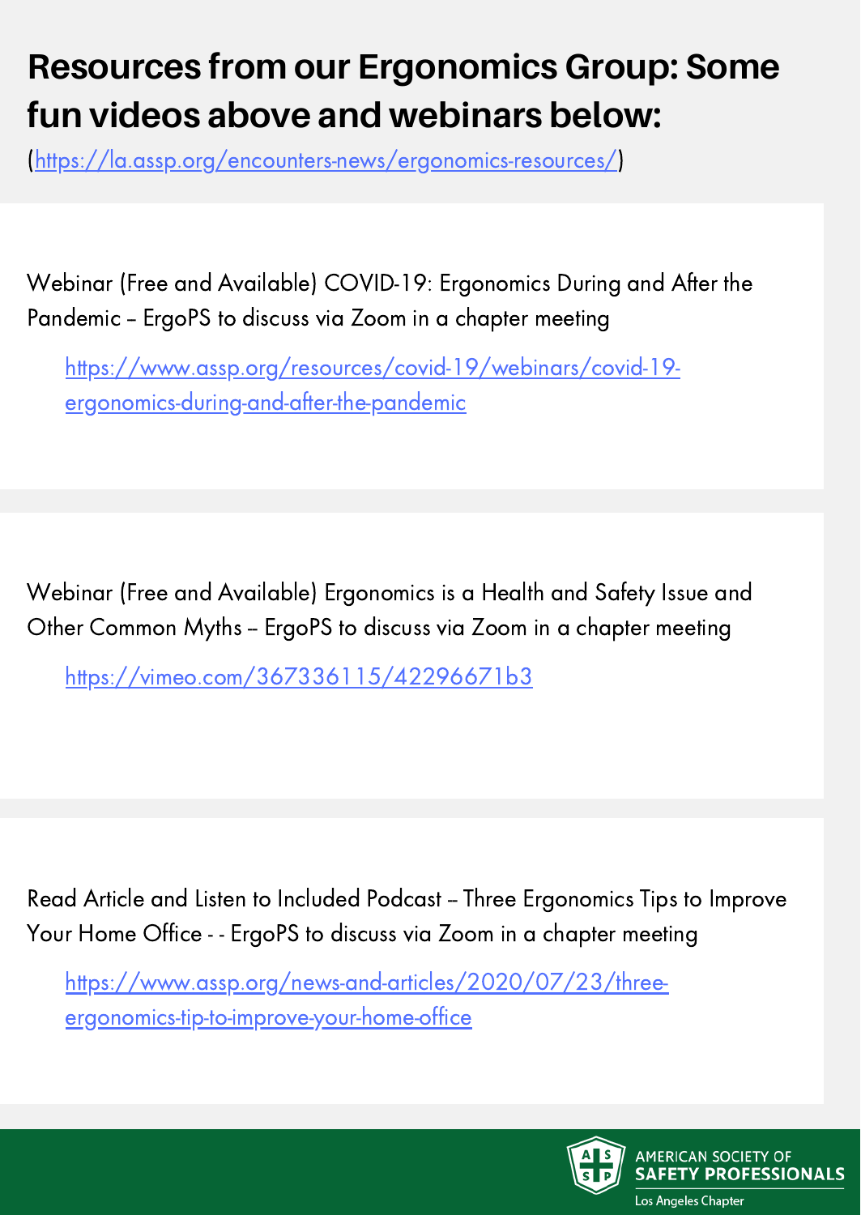# Resources from our Ergonomics Group: Some fun videos above and webinars below:

(https://la.assp.org/encounters-news/ergonomics-resources/)

Webinar (Free and Available) COVID-19: Ergonomics During and After the Pandemic – ErgoPS to discuss via Zoom in a chapter meeting

https://www.assp.org/resources/covid-19/webinars/covid-19-ergonomics-during-and-after-the-pandemic

Webinar (Free and Available) Ergonomics is a Health and Safety Issue and Other Common Myths – ErgoPS to discuss via Zoom in a chapter meeting

https://vimeo.com/367336115/42296671b3

Read Article and Listen to Included Podcast – Three Ergonomics Tips to Improve Your Home Office - - ErgoPS to discuss via Zoom in a chapter meeting

https://www.assp.org/news-and-articles/2020/07/23/three-ergonomics-tip-to-improve-your-home-office

AMERICAN SOCIETY OF SAFETY PROFESSIONALS

Los Angeles Chapter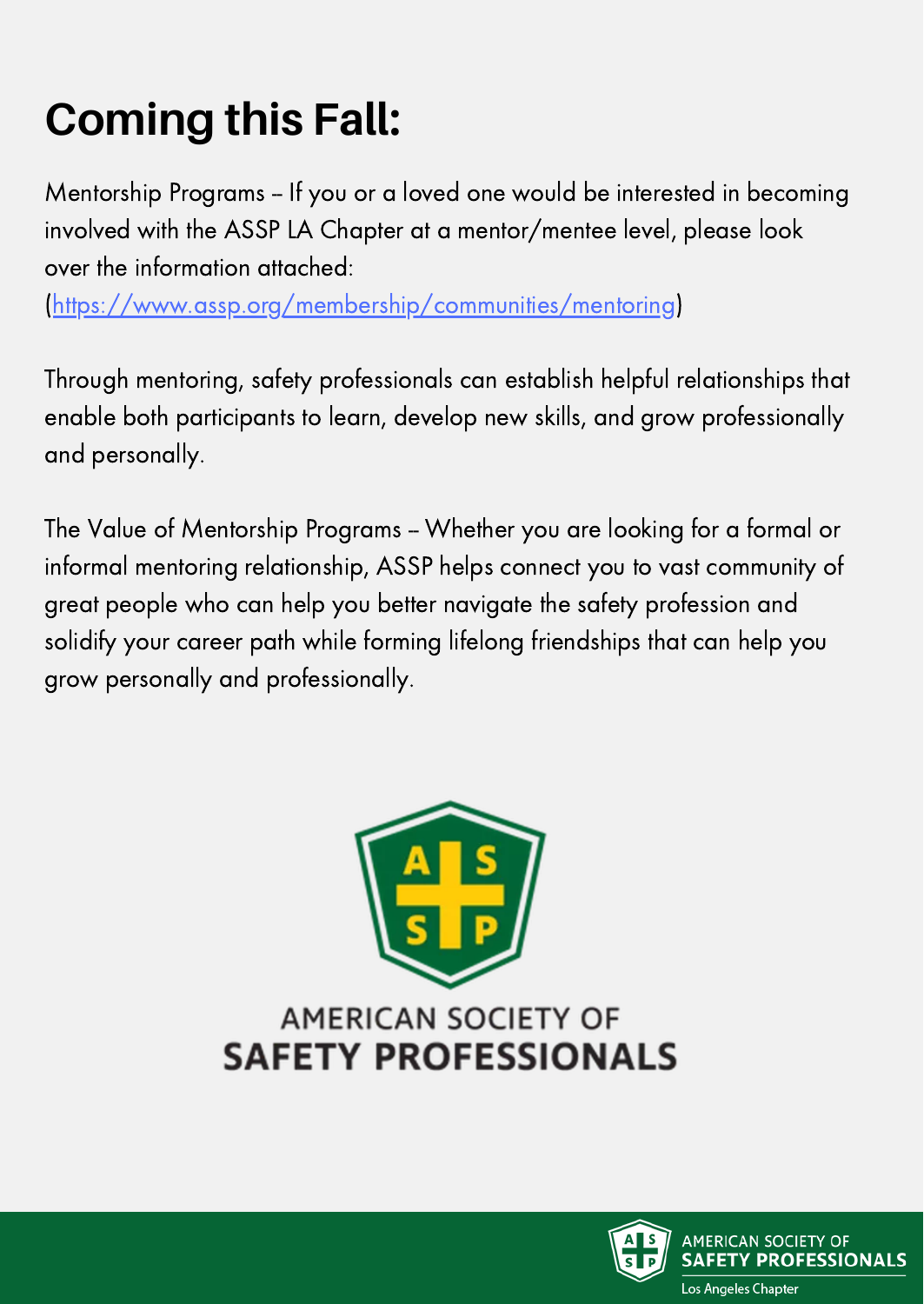# Coming this Fall:

Mentorship Programs – If you or a loved one would be interested in becoming involved with the ASSP LA Chapter at a mentor/mentee level, please look over the information attached: (https://www.assp.org/membership/communities/mentoring)

Through mentoring, safety professionals can establish helpful relationships that enable both participants to learn, develop new skills, and grow professionally and personally.

The Value of Mentorship Programs – Whether you are looking for a formal or informal mentoring relationship, ASSP helps connect you to vast community of great people who can help you better navigate the safety profession and solidify your career path while forming lifelong friendships that can help you grow personally and professionally.

AMERICAN SOCIETY OF
**SAFETY PROFESSIONALS**